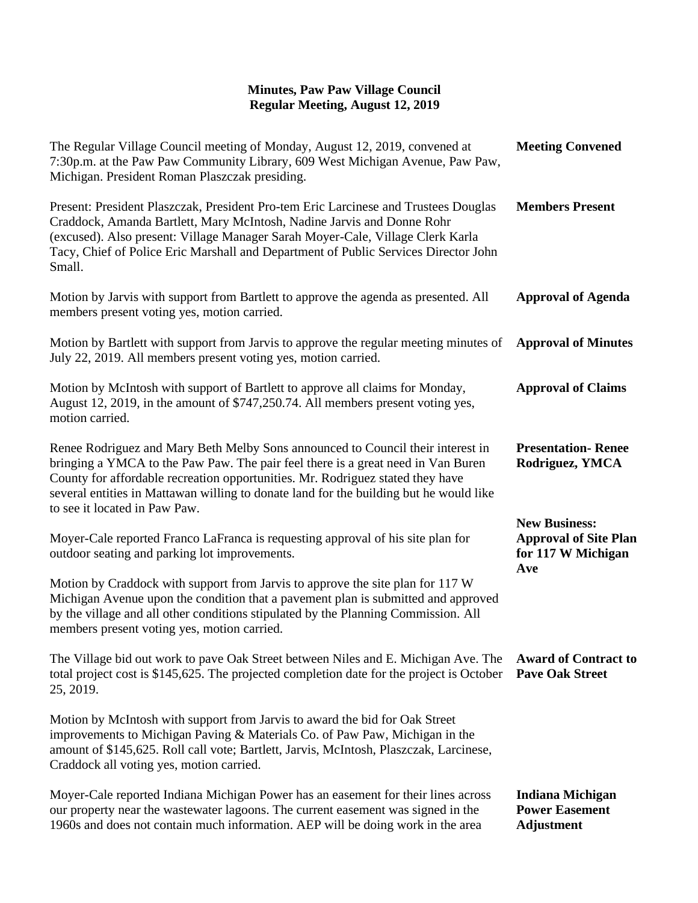# Minutes, Paw Paw Village Council
## Regular Meeting, August 12, 2019

**Meeting Convened**

The Regular Village Council meeting of Monday, August 12, 2019, convened at 7:30p.m. at the Paw Paw Community Library, 609 West Michigan Avenue, Paw Paw, Michigan. President Roman Plaszczak presiding.

**Members Present**

Present: President Plaszczak, President Pro-tem Eric Larcinese and Trustees Douglas Craddock, Amanda Bartlett, Mary McIntosh, Nadine Jarvis and Donne Rohr (excused). Also present: Village Manager Sarah Moyer-Cale, Village Clerk Karla Tacy, Chief of Police Eric Marshall and Department of Public Services Director John Small.

**Approval of Agenda**

Motion by Jarvis with support from Bartlett to approve the agenda as presented. All members present voting yes, motion carried.

**Approval of Minutes**

Motion by Bartlett with support from Jarvis to approve the regular meeting minutes of July 22, 2019. All members present voting yes, motion carried.

**Approval of Claims**

Motion by McIntosh with support of Bartlett to approve all claims for Monday, August 12, 2019, in the amount of $747,250.74. All members present voting yes, motion carried.

**Presentation- Renee Rodriguez, YMCA**

Renee Rodriguez and Mary Beth Melby Sons announced to Council their interest in bringing a YMCA to the Paw Paw. The pair feel there is a great need in Van Buren County for affordable recreation opportunities. Mr. Rodriguez stated they have several entities in Mattawan willing to donate land for the building but he would like to see it located in Paw Paw.

**New Business: Approval of Site Plan for 117 W Michigan Ave**

Moyer-Cale reported Franco LaFranca is requesting approval of his site plan for outdoor seating and parking lot improvements.

Motion by Craddock with support from Jarvis to approve the site plan for 117 W Michigan Avenue upon the condition that a pavement plan is submitted and approved by the village and all other conditions stipulated by the Planning Commission. All members present voting yes, motion carried.

**Award of Contract to Pave Oak Street**

The Village bid out work to pave Oak Street between Niles and E. Michigan Ave. The total project cost is $145,625. The projected completion date for the project is October 25, 2019.

Motion by McIntosh with support from Jarvis to award the bid for Oak Street improvements to Michigan Paving & Materials Co. of Paw Paw, Michigan in the amount of $145,625. Roll call vote; Bartlett, Jarvis, McIntosh, Plaszczak, Larcinese, Craddock all voting yes, motion carried.

**Indiana Michigan Power Easement Adjustment**

Moyer-Cale reported Indiana Michigan Power has an easement for their lines across our property near the wastewater lagoons. The current easement was signed in the 1960s and does not contain much information. AEP will be doing work in the area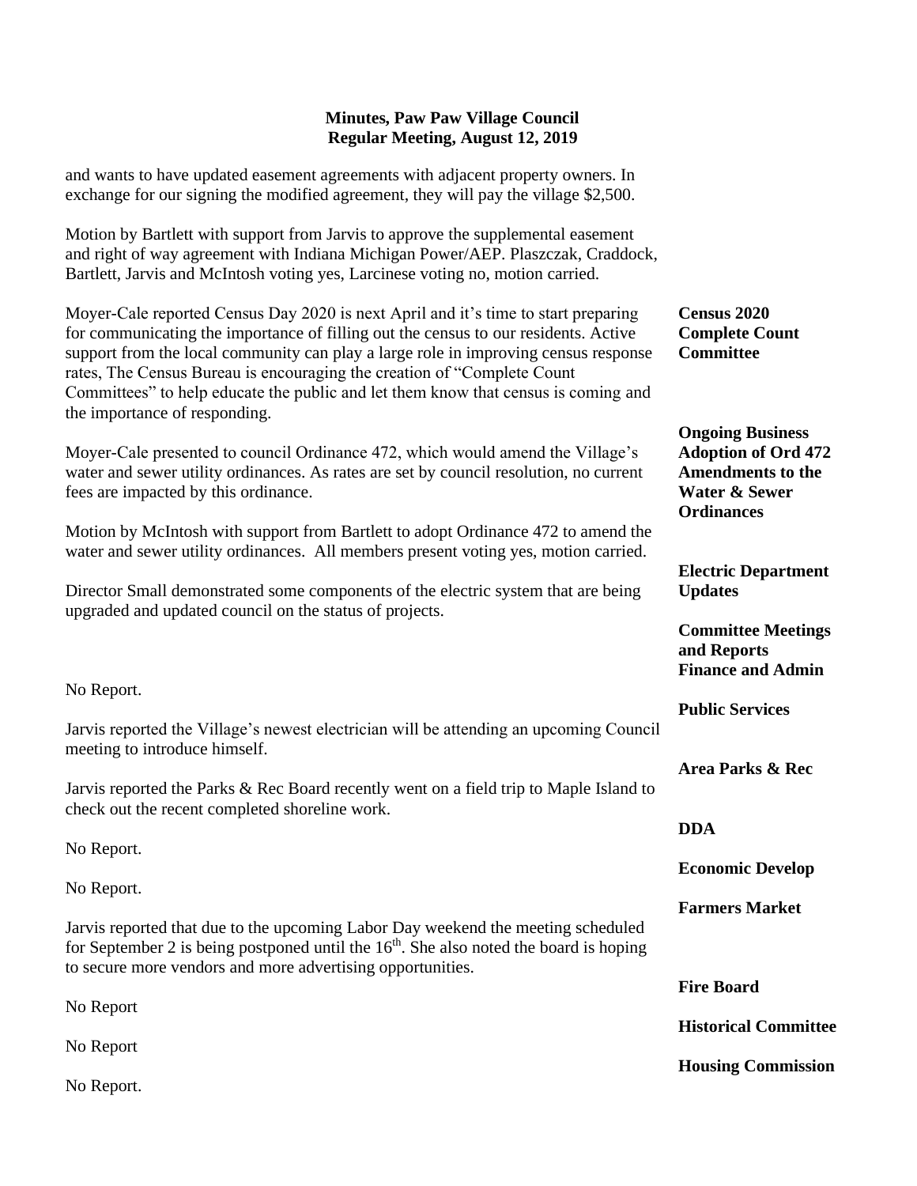**Minutes, Paw Paw Village Council**
**Regular Meeting, August 12, 2019**

and wants to have updated easement agreements with adjacent property owners. In exchange for our signing the modified agreement, they will pay the village $2,500.

Motion by Bartlett with support from Jarvis to approve the supplemental easement and right of way agreement with Indiana Michigan Power/AEP. Plaszczak, Craddock, Bartlett, Jarvis and McIntosh voting yes, Larcinese voting no, motion carried.

**Census 2020 Complete Count Committee**

Moyer-Cale reported Census Day 2020 is next April and it's time to start preparing for communicating the importance of filling out the census to our residents. Active support from the local community can play a large role in improving census response rates, The Census Bureau is encouraging the creation of "Complete Count Committees" to help educate the public and let them know that census is coming and the importance of responding.

**Ongoing Business Adoption of Ord 472 Amendments to the Water & Sewer Ordinances**

Moyer-Cale presented to council Ordinance 472, which would amend the Village's water and sewer utility ordinances. As rates are set by council resolution, no current fees are impacted by this ordinance.

Motion by McIntosh with support from Bartlett to adopt Ordinance 472 to amend the water and sewer utility ordinances. All members present voting yes, motion carried.

**Electric Department Updates**

Director Small demonstrated some components of the electric system that are being upgraded and updated council on the status of projects.

**Committee Meetings and Reports**

**Finance and Admin**

No Report.

**Public Services**

Jarvis reported the Village's newest electrician will be attending an upcoming Council meeting to introduce himself.

**Area Parks & Rec**

Jarvis reported the Parks & Rec Board recently went on a field trip to Maple Island to check out the recent completed shoreline work.

**DDA**

No Report.

**Economic Develop**

No Report.

**Farmers Market**

Jarvis reported that due to the upcoming Labor Day weekend the meeting scheduled for September 2 is being postponed until the 16th. She also noted the board is hoping to secure more vendors and more advertising opportunities.

**Fire Board**

No Report

**Historical Committee**

No Report

**Housing Commission**

No Report.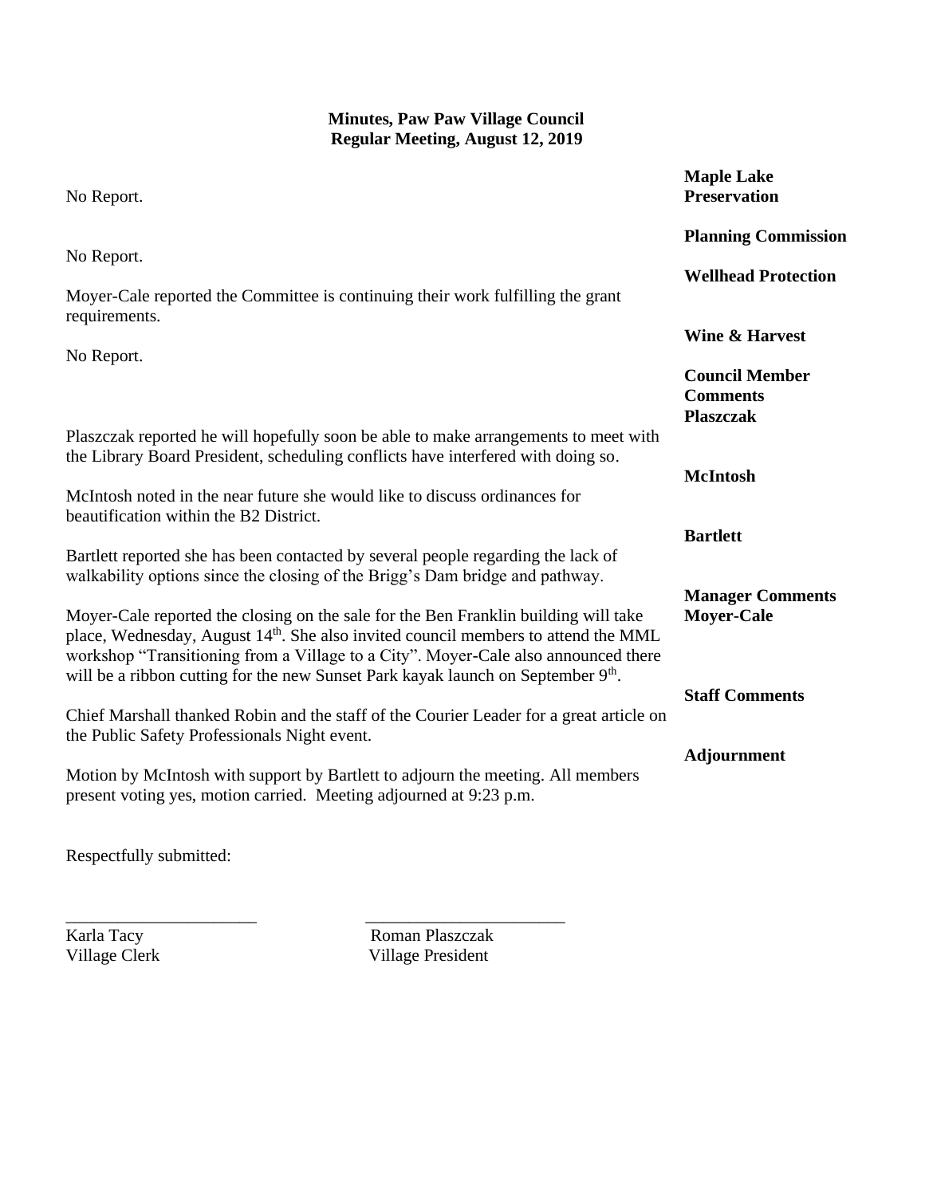**Minutes, Paw Paw Village Council**
**Regular Meeting, August 12, 2019**

**Maple Lake Preservation**

No Report.

**Planning Commission**

No Report.

**Wellhead Protection**

Moyer-Cale reported the Committee is continuing their work fulfilling the grant requirements.

**Wine & Harvest**

No Report.

**Council Member Comments**

**Plaszczak**

Plaszczak reported he will hopefully soon be able to make arrangements to meet with the Library Board President, scheduling conflicts have interfered with doing so.

**McIntosh**

McIntosh noted in the near future she would like to discuss ordinances for beautification within the B2 District.

**Bartlett**

Bartlett reported she has been contacted by several people regarding the lack of walkability options since the closing of the Brigg's Dam bridge and pathway.

**Manager Comments**

**Moyer-Cale**

Moyer-Cale reported the closing on the sale for the Ben Franklin building will take place, Wednesday, August 14th. She also invited council members to attend the MML workshop "Transitioning from a Village to a City". Moyer-Cale also announced there will be a ribbon cutting for the new Sunset Park kayak launch on September 9th.

**Staff Comments**

Chief Marshall thanked Robin and the staff of the Courier Leader for a great article on the Public Safety Professionals Night event.

**Adjournment**

Motion by McIntosh with support by Bartlett to adjourn the meeting. All members present voting yes, motion carried. Meeting adjourned at 9:23 p.m.

Respectfully submitted:

| | |
|---|---|
| ______________________ | ______________________ |
| Karla Tacy | Roman Plaszczak |
| Village Clerk | Village President |